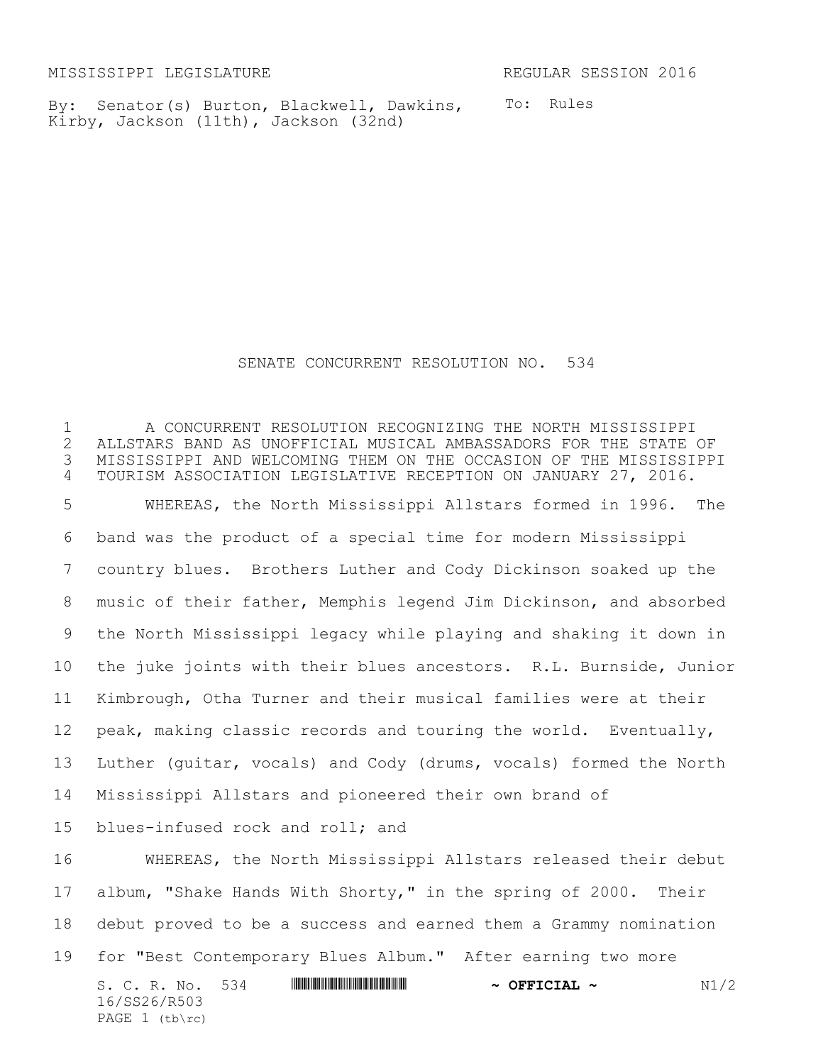MISSISSIPPI LEGISLATURE REGULAR SESSION 2016

By: Senator(s) Burton, Blackwell, Dawkins, Kirby, Jackson (11th), Jackson (32nd)

To: Rules

# SENATE CONCURRENT RESOLUTION NO. 534

A CONCURRENT RESOLUTION RECOGNIZING THE NORTH MISSISSIPPI ALLSTARS BAND AS UNOFFICIAL MUSICAL AMBASSADORS FOR THE STATE OF MISSISSIPPI AND WELCOMING THEM ON THE OCCASION OF THE MISSISSIPPI TOURISM ASSOCIATION LEGISLATIVE RECEPTION ON JANUARY 27, 2016.

WHEREAS, the North Mississippi Allstars formed in 1996. The band was the product of a special time for modern Mississippi country blues. Brothers Luther and Cody Dickinson soaked up the music of their father, Memphis legend Jim Dickinson, and absorbed the North Mississippi legacy while playing and shaking it down in the juke joints with their blues ancestors. R.L. Burnside, Junior Kimbrough, Otha Turner and their musical families were at their peak, making classic records and touring the world. Eventually, Luther (guitar, vocals) and Cody (drums, vocals) formed the North Mississippi Allstars and pioneered their own brand of blues-infused rock and roll; and

WHEREAS, the North Mississippi Allstars released their debut album, "Shake Hands With Shorty," in the spring of 2000. Their debut proved to be a success and earned them a Grammy nomination for "Best Contemporary Blues Album." After earning two more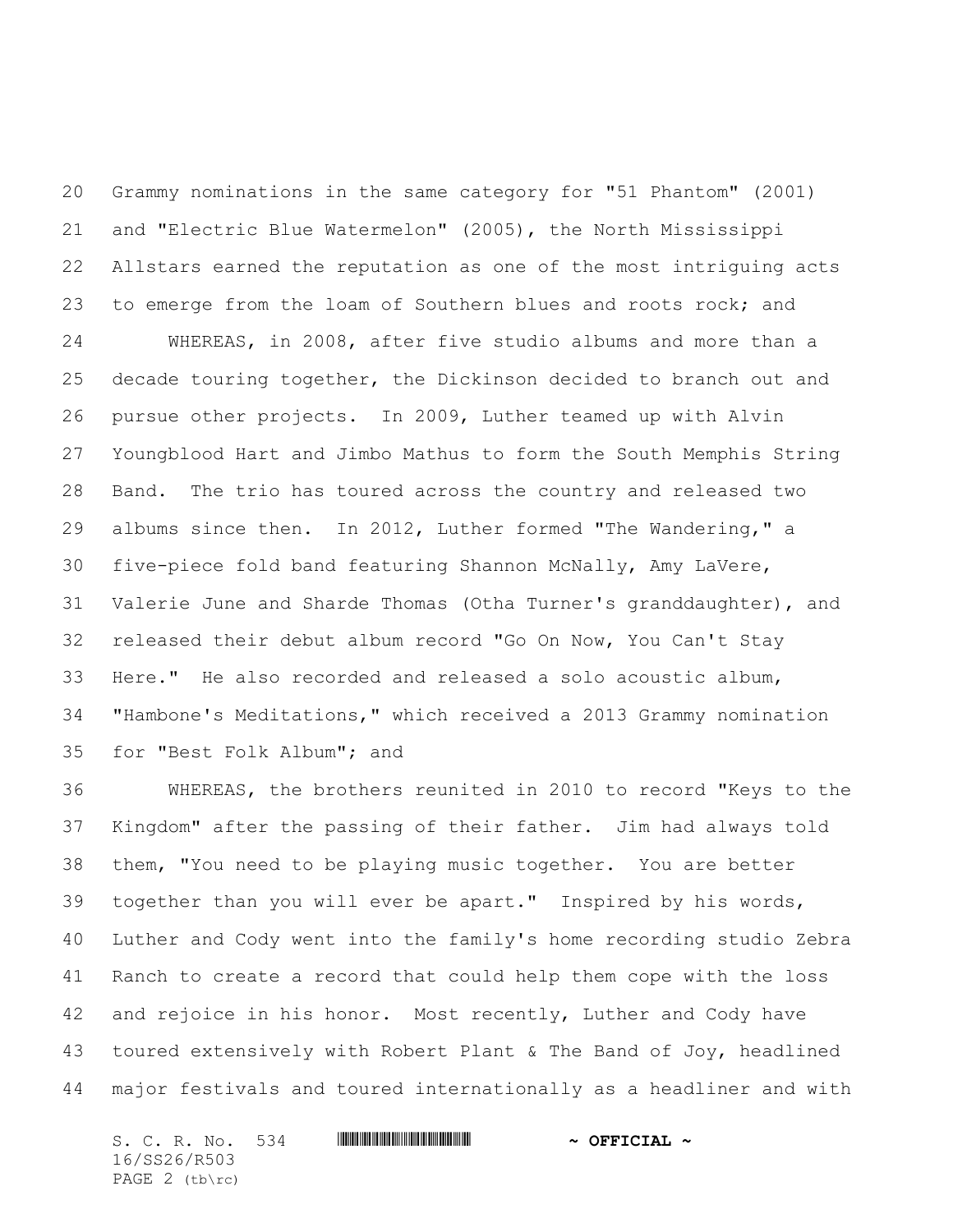Grammy nominations in the same category for "51 Phantom" (2001) and "Electric Blue Watermelon" (2005), the North Mississippi Allstars earned the reputation as one of the most intriguing acts to emerge from the loam of Southern blues and roots rock; and

WHEREAS, in 2008, after five studio albums and more than a decade touring together, the Dickinson decided to branch out and pursue other projects. In 2009, Luther teamed up with Alvin Youngblood Hart and Jimbo Mathus to form the South Memphis String Band. The trio has toured across the country and released two albums since then. In 2012, Luther formed "The Wandering," a five-piece fold band featuring Shannon McNally, Amy LaVere, Valerie June and Sharde Thomas (Otha Turner's granddaughter), and released their debut album record "Go On Now, You Can't Stay Here." He also recorded and released a solo acoustic album, "Hambone's Meditations," which received a 2013 Grammy nomination for "Best Folk Album"; and

WHEREAS, the brothers reunited in 2010 to record "Keys to the Kingdom" after the passing of their father. Jim had always told them, "You need to be playing music together. You are better together than you will ever be apart." Inspired by his words, Luther and Cody went into the family's home recording studio Zebra Ranch to create a record that could help them cope with the loss and rejoice in his honor. Most recently, Luther and Cody have toured extensively with Robert Plant & The Band of Joy, headlined major festivals and toured internationally as a headliner and with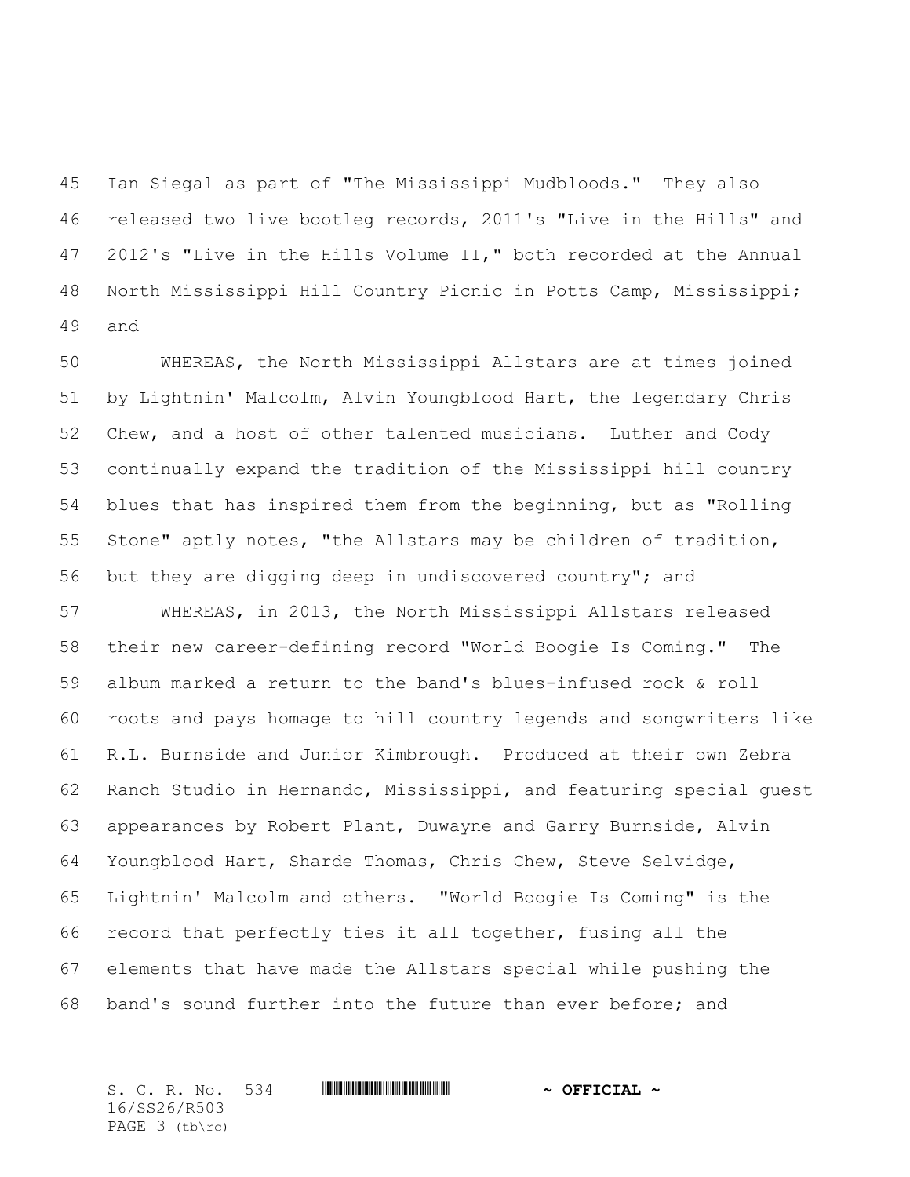Ian Siegal as part of "The Mississippi Mudbloods." They also released two live bootleg records, 2011's "Live in the Hills" and 2012's "Live in the Hills Volume II," both recorded at the Annual North Mississippi Hill Country Picnic in Potts Camp, Mississippi; and

WHEREAS, the North Mississippi Allstars are at times joined by Lightnin' Malcolm, Alvin Youngblood Hart, the legendary Chris Chew, and a host of other talented musicians. Luther and Cody continually expand the tradition of the Mississippi hill country blues that has inspired them from the beginning, but as "Rolling Stone" aptly notes, "the Allstars may be children of tradition, but they are digging deep in undiscovered country"; and

WHEREAS, in 2013, the North Mississippi Allstars released their new career-defining record "World Boogie Is Coming." The album marked a return to the band's blues-infused rock & roll roots and pays homage to hill country legends and songwriters like R.L. Burnside and Junior Kimbrough. Produced at their own Zebra Ranch Studio in Hernando, Mississippi, and featuring special guest appearances by Robert Plant, Duwayne and Garry Burnside, Alvin Youngblood Hart, Sharde Thomas, Chris Chew, Steve Selvidge, Lightnin' Malcolm and others. "World Boogie Is Coming" is the record that perfectly ties it all together, fusing all the elements that have made the Allstars special while pushing the band's sound further into the future than ever before; and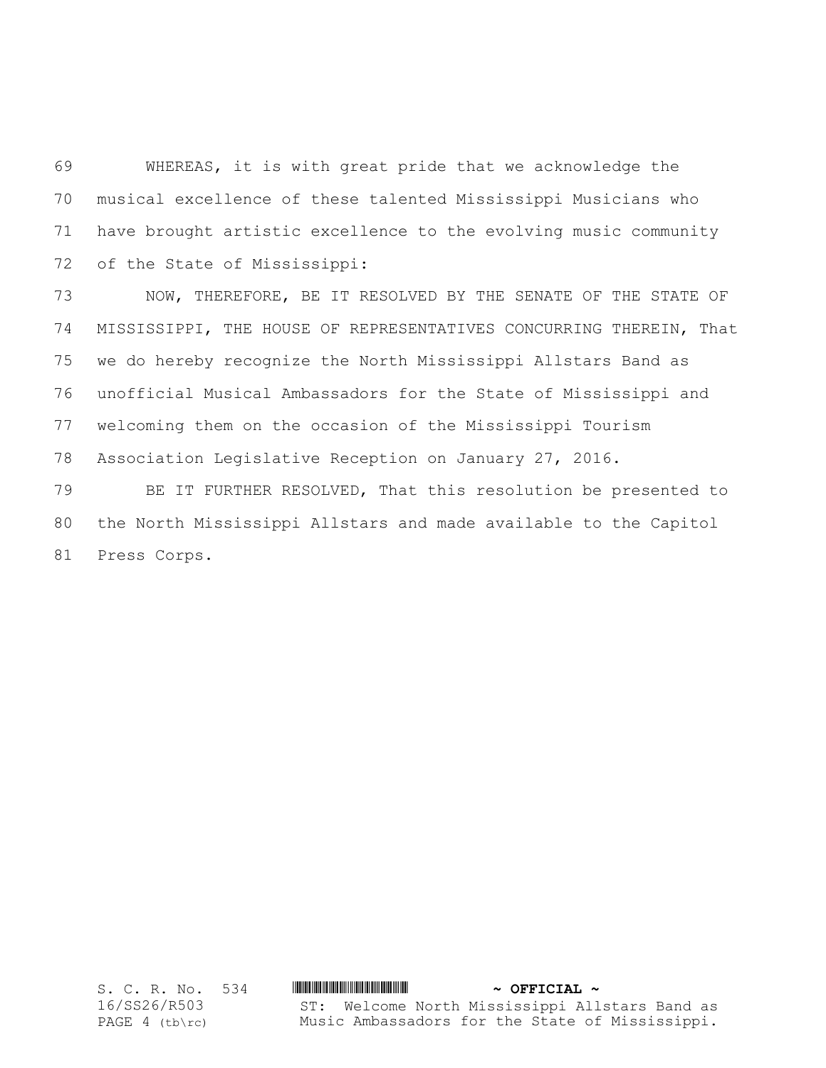WHEREAS, it is with great pride that we acknowledge the musical excellence of these talented Mississippi Musicians who have brought artistic excellence to the evolving music community of the State of Mississippi:

NOW, THEREFORE, BE IT RESOLVED BY THE SENATE OF THE STATE OF MISSISSIPPI, THE HOUSE OF REPRESENTATIVES CONCURRING THEREIN, That we do hereby recognize the North Mississippi Allstars Band as unofficial Musical Ambassadors for the State of Mississippi and welcoming them on the occasion of the Mississippi Tourism Association Legislative Reception on January 27, 2016.

BE IT FURTHER RESOLVED, That this resolution be presented to the North Mississippi Allstars and made available to the Capitol Press Corps.